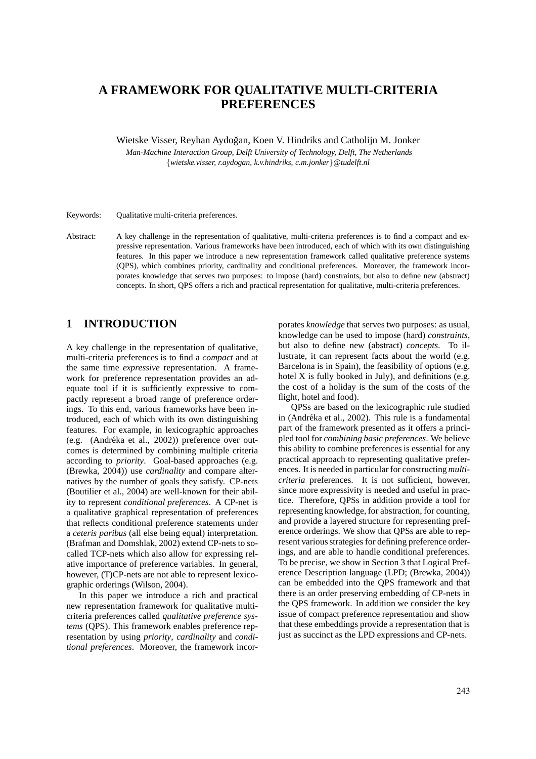# A FRAMEWORK FOR QUALITATIVE MULTI-CRITERIA PREFERENCES

Wietske Visser, Reyhan Aydoğan, Koen V. Hindriks and Catholijn M. Jonker

*Man-Machine Interaction Group, Delft University of Technology, Delft, The Netherlands*
{*wietske.visser, r.aydogan, k.v.hindriks, c.m.jonker*}*@tudelft.nl*

Keywords: Qualitative multi-criteria preferences.

Abstract: A key challenge in the representation of qualitative, multi-criteria preferences is to find a compact and expressive representation. Various frameworks have been introduced, each of which with its own distinguishing features. In this paper we introduce a new representation framework called qualitative preference systems (QPS), which combines priority, cardinality and conditional preferences. Moreover, the framework incorporates knowledge that serves two purposes: to impose (hard) constraints, but also to define new (abstract) concepts. In short, QPS offers a rich and practical representation for qualitative, multi-criteria preferences.

## 1 INTRODUCTION

A key challenge in the representation of qualitative, multi-criteria preferences is to find a *compact* and at the same time *expressive* representation. A framework for preference representation provides an adequate tool if it is sufficiently expressive to compactly represent a broad range of preference orderings. To this end, various frameworks have been introduced, each of which with its own distinguishing features. For example, in lexicographic approaches (e.g. (Andréka et al., 2002)) preference over outcomes is determined by combining multiple criteria according to *priority*. Goal-based approaches (e.g. (Brewka, 2004)) use *cardinality* and compare alternatives by the number of goals they satisfy. CP-nets (Boutilier et al., 2004) are well-known for their ability to represent *conditional preferences*. A CP-net is a qualitative graphical representation of preferences that reflects conditional preference statements under a *ceteris paribus* (all else being equal) interpretation. (Brafman and Domshlak, 2002) extend CP-nets to so-called TCP-nets which also allow for expressing relative importance of preference variables. In general, however, (T)CP-nets are not able to represent lexicographic orderings (Wilson, 2004).

In this paper we introduce a rich and practical new representation framework for qualitative multi-criteria preferences called *qualitative preference systems* (QPS). This framework enables preference representation by using *priority*, *cardinality* and *conditional preferences*. Moreover, the framework incorporates *knowledge* that serves two purposes: as usual, knowledge can be used to impose (hard) *constraints*, but also to define new (abstract) *concepts*. To illustrate, it can represent facts about the world (e.g. Barcelona is in Spain), the feasibility of options (e.g. hotel X is fully booked in July), and definitions (e.g. the cost of a holiday is the sum of the costs of the flight, hotel and food).

QPSs are based on the lexicographic rule studied in (Andréka et al., 2002). This rule is a fundamental part of the framework presented as it offers a principled tool for *combining basic preferences*. We believe this ability to combine preferences is essential for any practical approach to representing qualitative preferences. It is needed in particular for constructing *multi-criteria* preferences. It is not sufficient, however, since more expressivity is needed and useful in practice. Therefore, QPSs in addition provide a tool for representing knowledge, for abstraction, for counting, and provide a layered structure for representing preference orderings. We show that QPSs are able to represent various strategies for defining preference orderings, and are able to handle conditional preferences. To be precise, we show in Section 3 that Logical Preference Description language (LPD; (Brewka, 2004)) can be embedded into the QPS framework and that there is an order preserving embedding of CP-nets in the QPS framework. In addition we consider the key issue of compact preference representation and show that these embeddings provide a representation that is just as succinct as the LPD expressions and CP-nets.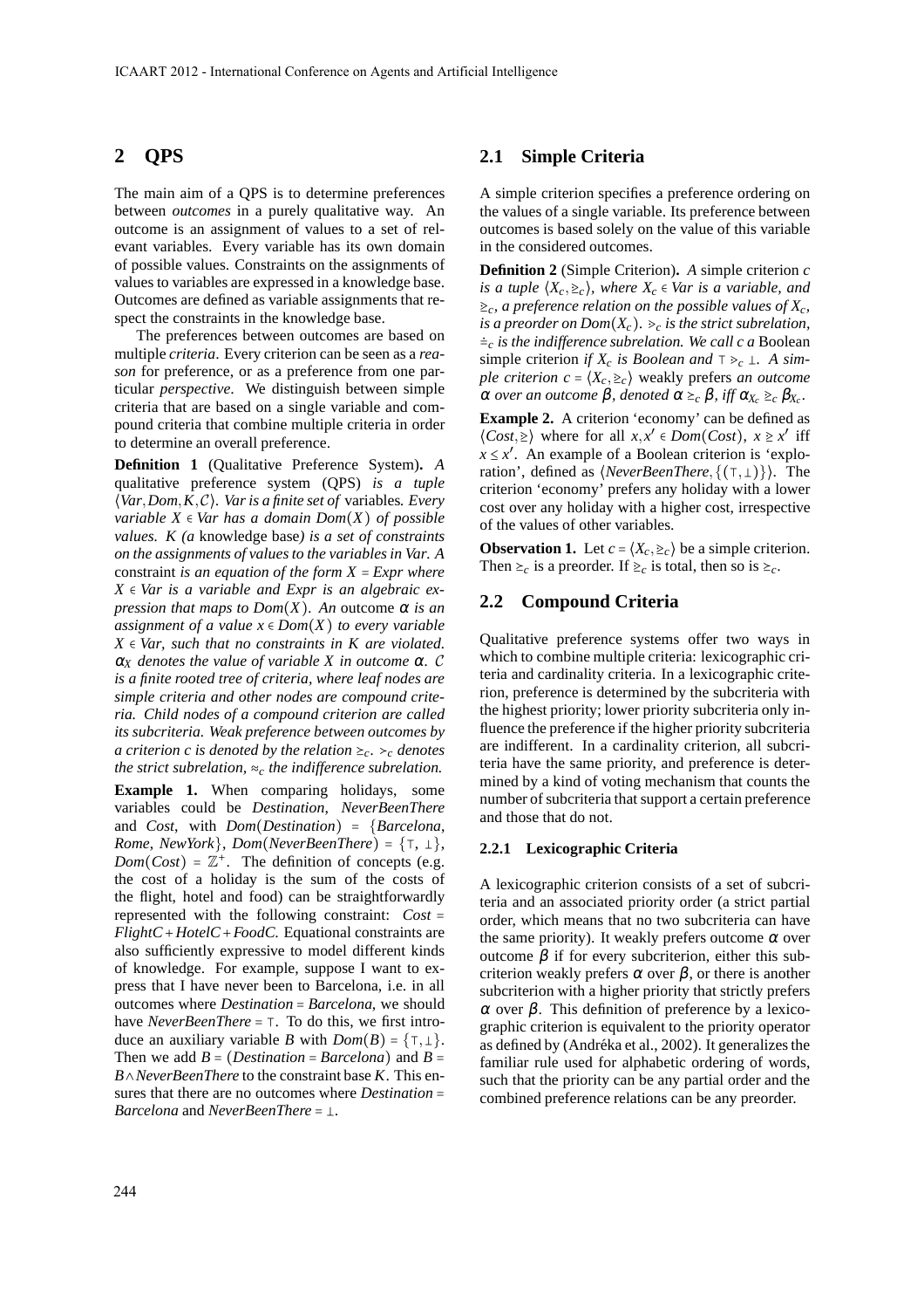## 2 QPS

The main aim of a QPS is to determine preferences between *outcomes* in a purely qualitative way. An outcome is an assignment of values to a set of relevant variables. Every variable has its own domain of possible values. Constraints on the assignments of values to variables are expressed in a knowledge base. Outcomes are defined as variable assignments that respect the constraints in the knowledge base.

The preferences between outcomes are based on multiple *criteria*. Every criterion can be seen as a *reason* for preference, or as a preference from one particular *perspective*. We distinguish between simple criteria that are based on a single variable and compound criteria that combine multiple criteria in order to determine an overall preference.

**Definition 1** (Qualitative Preference System)**.** *A* qualitative preference system (QPS) *is a tuple* $\langle Var, Dom, K, \mathcal{C}\rangle$*. Var is a finite set of* variables*. Every variable* $X \in Var$ *has a domain* $Dom(X)$ *of possible values. K (a* knowledge base*) is a set of constraints on the assignments of values to the variables in Var. A* constraint *is an equation of the form* $X = Expr$ *where* $X \in Var$ *is a variable and Expr is an algebraic expression that maps to* $Dom(X)$*. An* outcome $\alpha$ *is an assignment of a value* $x \in Dom(X)$ *to every variable* $X \in Var$*, such that no constraints in K are violated.* $\alpha_X$ *denotes the value of variable X in outcome* $\alpha$*.* $\mathcal{C}$ *is a finite rooted tree of criteria, where leaf nodes are simple criteria and other nodes are compound criteria. Child nodes of a compound criterion are called its subcriteria. Weak preference between outcomes by a criterion c is denoted by the relation* $\succeq_c$*.* $\succ_c$ *denotes the strict subrelation,* $\approx_c$ *the indifference subrelation.*

**Example 1.** When comparing holidays, some variables could be *Destination*, *NeverBeenThere* and *Cost*, with $Dom(Destination) = \{Barcelona, Rome, NewYork\}$, $Dom(NeverBeenThere) = \{\top, \bot\}$, $Dom(Cost) = \mathbb{Z}^+$. The definition of concepts (e.g. the cost of a holiday is the sum of the costs of the flight, hotel and food) can be straightforwardly represented with the following constraint: $Cost = FlightC + HotelC + FoodC$. Equational constraints are also sufficiently expressive to model different kinds of knowledge. For example, suppose I want to express that I have never been to Barcelona, i.e. in all outcomes where $Destination = Barcelona$, we should have $NeverBeenThere = \top$. To do this, we first introduce an auxiliary variable $B$ with $Dom(B) = \{\top, \bot\}$. Then we add $B = (Destination = Barcelona)$ and $B = B \wedge NeverBeenThere$ to the constraint base $K$. This ensures that there are no outcomes where $Destination = Barcelona$ and $NeverBeenThere = \bot$.

### 2.1 Simple Criteria

A simple criterion specifies a preference ordering on the values of a single variable. Its preference between outcomes is based solely on the value of this variable in the considered outcomes.

**Definition 2** (Simple Criterion)**.** *A* simple criterion *c is a tuple* $\langle X_c, \trianglerighteq_c\rangle$*, where* $X_c \in Var$ *is a variable, and* $\trianglerighteq_c$*, a preference relation on the possible values of* $X_c$*, is a preorder on* $Dom(X_c)$*.* $\triangleright_c$ *is the strict subrelation,* $\doteq_c$ *is the indifference subrelation. We call c a* Boolean simple criterion *if* $X_c$ *is Boolean and* $\top \triangleright_c \bot$*. A simple criterion* $c = \langle X_c, \trianglerighteq_c\rangle$ weakly prefers *an outcome* $\alpha$ *over an outcome* $\beta$*, denoted* $\alpha \succeq_c \beta$*, iff* $\alpha_{X_c} \trianglerighteq_c \beta_{X_c}$*.*

**Example 2.** A criterion 'economy' can be defined as $\langle Cost, \trianglerighteq\rangle$ where for all $x, x' \in Dom(Cost)$, $x \trianglerighteq x'$ iff $x \leq x'$. An example of a Boolean criterion is 'exploration', defined as $\langle NeverBeenThere, \{(\top, \bot)\}\rangle$. The criterion 'economy' prefers any holiday with a lower cost over any holiday with a higher cost, irrespective of the values of other variables.

**Observation 1.** Let $c = \langle X_c, \trianglerighteq_c\rangle$ be a simple criterion. Then $\succeq_c$ is a preorder. If $\trianglerighteq_c$ is total, then so is $\succeq_c$.

### 2.2 Compound Criteria

Qualitative preference systems offer two ways in which to combine multiple criteria: lexicographic criteria and cardinality criteria. In a lexicographic criterion, preference is determined by the subcriteria with the highest priority; lower priority subcriteria only influence the preference if the higher priority subcriteria are indifferent. In a cardinality criterion, all subcriteria have the same priority, and preference is determined by a kind of voting mechanism that counts the number of subcriteria that support a certain preference and those that do not.

#### 2.2.1 Lexicographic Criteria

A lexicographic criterion consists of a set of subcriteria and an associated priority order (a strict partial order, which means that no two subcriteria can have the same priority). It weakly prefers outcome $\alpha$ over outcome $\beta$ if for every subcriterion, either this subcriterion weakly prefers $\alpha$ over $\beta$, or there is another subcriterion with a higher priority that strictly prefers $\alpha$ over $\beta$. This definition of preference by a lexicographic criterion is equivalent to the priority operator as defined by (Andréka et al., 2002). It generalizes the familiar rule used for alphabetic ordering of words, such that the priority can be any partial order and the combined preference relations can be any preorder.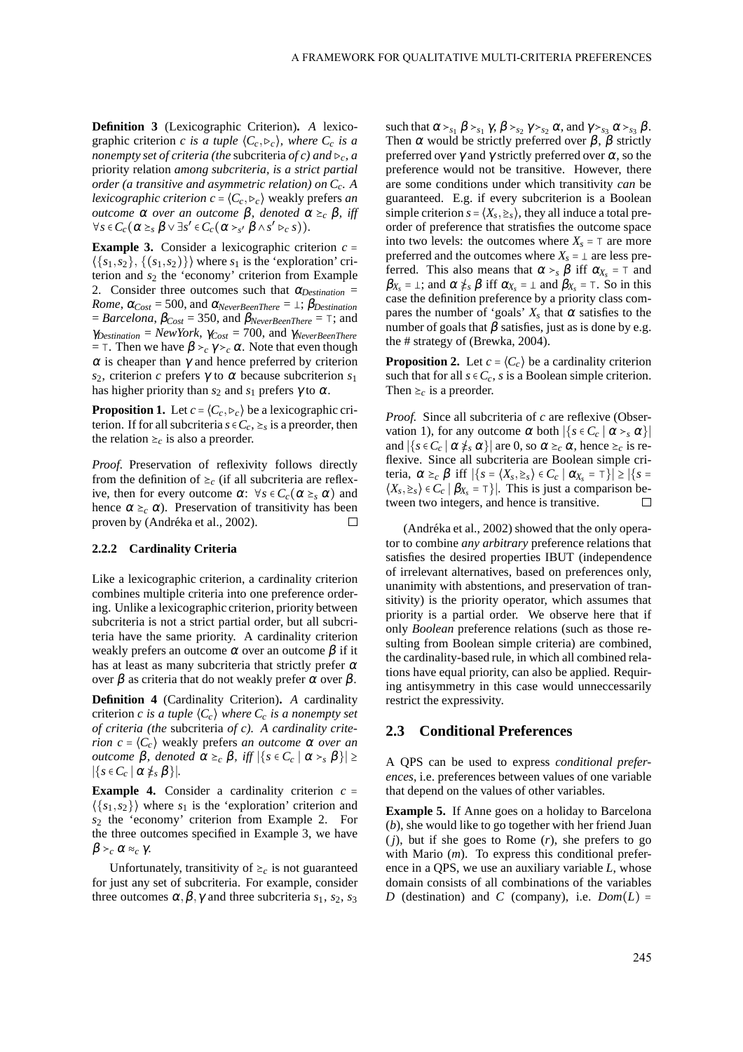**Definition 3** (Lexicographic Criterion)**.** *A* lexicographic criterion *$c$ is a tuple $\langle C_c, \rhd_c \rangle$, where $C_c$ is a nonempty set of criteria (the* subcriteria *of $c$) and $\rhd_c$, a* priority relation *among subcriteria, is a strict partial order (a transitive and asymmetric relation) on $C_c$. A lexicographic criterion $c = \langle C_c, \rhd_c \rangle$* weakly prefers *an outcome $\alpha$ over an outcome $\beta$, denoted $\alpha \succeq_c \beta$, iff $\forall s \in C_c(\alpha \succeq_s \beta \vee \exists s' \in C_c(\alpha \succ_{s'} \beta \wedge s' \rhd_c s))$.*

**Example 3.** Consider a lexicographic criterion $c = \langle \{s_1, s_2\}, \{(s_1, s_2)\} \rangle$ where $s_1$ is the 'exploration' criterion and $s_2$ the 'economy' criterion from Example 2. Consider three outcomes such that $\alpha_{Destination} = Rome$, $\alpha_{Cost} = 500$, and $\alpha_{NeverBeenThere} = \bot$; $\beta_{Destination} = Barcelona$, $\beta_{Cost} = 350$, and $\beta_{NeverBeenThere} = \top$; and $\gamma_{Destination} = NewYork$, $\gamma_{Cost} = 700$, and $\gamma_{NeverBeenThere} = \top$. Then we have $\beta \succ_c \gamma \succ_c \alpha$. Note that even though $\alpha$ is cheaper than $\gamma$ and hence preferred by criterion $s_2$, criterion $c$ prefers $\gamma$ to $\alpha$ because subcriterion $s_1$ has higher priority than $s_2$ and $s_1$ prefers $\gamma$ to $\alpha$.

**Proposition 1.** Let $c = \langle C_c, \rhd_c \rangle$ be a lexicographic criterion. If for all subcriteria $s \in C_c$, $\succeq_s$ is a preorder, then the relation $\succeq_c$ is also a preorder.

*Proof.* Preservation of reflexivity follows directly from the definition of $\succeq_c$ (if all subcriteria are reflexive, then for every outcome $\alpha$: $\forall s \in C_c(\alpha \succeq_s \alpha)$ and hence $\alpha \succeq_c \alpha$). Preservation of transitivity has been proven by (Andréka et al., 2002). □

#### 2.2.2 Cardinality Criteria

Like a lexicographic criterion, a cardinality criterion combines multiple criteria into one preference ordering. Unlike a lexicographic criterion, priority between subcriteria is not a strict partial order, but all subcriteria have the same priority. A cardinality criterion weakly prefers an outcome $\alpha$ over an outcome $\beta$ if it has at least as many subcriteria that strictly prefer $\alpha$ over $\beta$ as criteria that do not weakly prefer $\alpha$ over $\beta$.

**Definition 4** (Cardinality Criterion)**.** *A* cardinality criterion *$c$ is a tuple $\langle C_c \rangle$ where $C_c$ is a nonempty set of criteria (the* subcriteria *of $c$). A cardinality criterion $c = \langle C_c \rangle$* weakly prefers *an outcome $\alpha$ over an outcome $\beta$, denoted $\alpha \succeq_c \beta$, iff $|\{s \in C_c \mid \alpha \succ_s \beta\}| \geq |\{s \in C_c \mid \alpha \not\succeq_s \beta\}|$.*

**Example 4.** Consider a cardinality criterion $c = \langle \{s_1, s_2\} \rangle$ where $s_1$ is the 'exploration' criterion and $s_2$ the 'economy' criterion from Example 2. For the three outcomes specified in Example 3, we have $\beta \succ_c \alpha \approx_c \gamma$.

Unfortunately, transitivity of $\succeq_c$ is not guaranteed for just any set of subcriteria. For example, consider three outcomes $\alpha, \beta, \gamma$ and three subcriteria $s_1$, $s_2$, $s_3$ such that $\alpha \succ_{s_1} \beta \succ_{s_1} \gamma$, $\beta \succ_{s_2} \gamma \succ_{s_2} \alpha$, and $\gamma \succ_{s_3} \alpha \succ_{s_3} \beta$. Then $\alpha$ would be strictly preferred over $\beta$, $\beta$ strictly preferred over $\gamma$ and $\gamma$ strictly preferred over $\alpha$, so the preference would not be transitive. However, there are some conditions under which transitivity *can* be guaranteed. E.g. if every subcriterion is a Boolean simple criterion $s = \langle X_s, \succeq_s \rangle$, they all induce a total preorder of preference that stratisfies the outcome space into two levels: the outcomes where $X_s = \top$ are more preferred and the outcomes where $X_s = \bot$ are less preferred. This also means that $\alpha \succ_s \beta$ iff $\alpha_{X_s} = \top$ and $\beta_{X_s} = \bot$; and $\alpha \not\succeq_s \beta$ iff $\alpha_{X_s} = \bot$ and $\beta_{X_s} = \top$. So in this case the definition preference by a priority class compares the number of 'goals' $X_s$ that $\alpha$ satisfies to the number of goals that $\beta$ satisfies, just as is done by e.g. the # strategy of (Brewka, 2004).

**Proposition 2.** Let $c = \langle C_c \rangle$ be a cardinality criterion such that for all $s \in C_c$, $s$ is a Boolean simple criterion. Then $\succeq_c$ is a preorder.

*Proof.* Since all subcriteria of $c$ are reflexive (Observation 1), for any outcome $\alpha$ both $|\{s \in C_c \mid \alpha \succ_s \alpha\}|$ and $|\{s \in C_c \mid \alpha \not\succeq_s \alpha\}|$ are 0, so $\alpha \succeq_c \alpha$, hence $\succeq_c$ is reflexive. Since all subcriteria are Boolean simple criteria, $\alpha \succeq_c \beta$ iff $|\{s = \langle X_s, \succeq_s \rangle \in C_c \mid \alpha_{X_s} = \top\}| \geq |\{s = \langle X_s, \succeq_s \rangle \in C_c \mid \beta_{X_s} = \top\}|$. This is just a comparison between two integers, and hence is transitive. □

(Andréka et al., 2002) showed that the only operator to combine *any arbitrary* preference relations that satisfies the desired properties IBUT (independence of irrelevant alternatives, based on preferences only, unanimity with abstentions, and preservation of transitivity) is the priority operator, which assumes that priority is a partial order. We observe here that if only *Boolean* preference relations (such as those resulting from Boolean simple criteria) are combined, the cardinality-based rule, in which all combined relations have equal priority, can also be applied. Requiring antisymmetry in this case would unneccessarily restrict the expressivity.

## 2.3 Conditional Preferences

A QPS can be used to express *conditional preferences*, i.e. preferences between values of one variable that depend on the values of other variables.

**Example 5.** If Anne goes on a holiday to Barcelona ($b$), she would like to go together with her friend Juan ($j$), but if she goes to Rome ($r$), she prefers to go with Mario ($m$). To express this conditional preference in a QPS, we use an auxiliary variable $L$, whose domain consists of all combinations of the variables $D$ (destination) and $C$ (company), i.e. $Dom(L) =$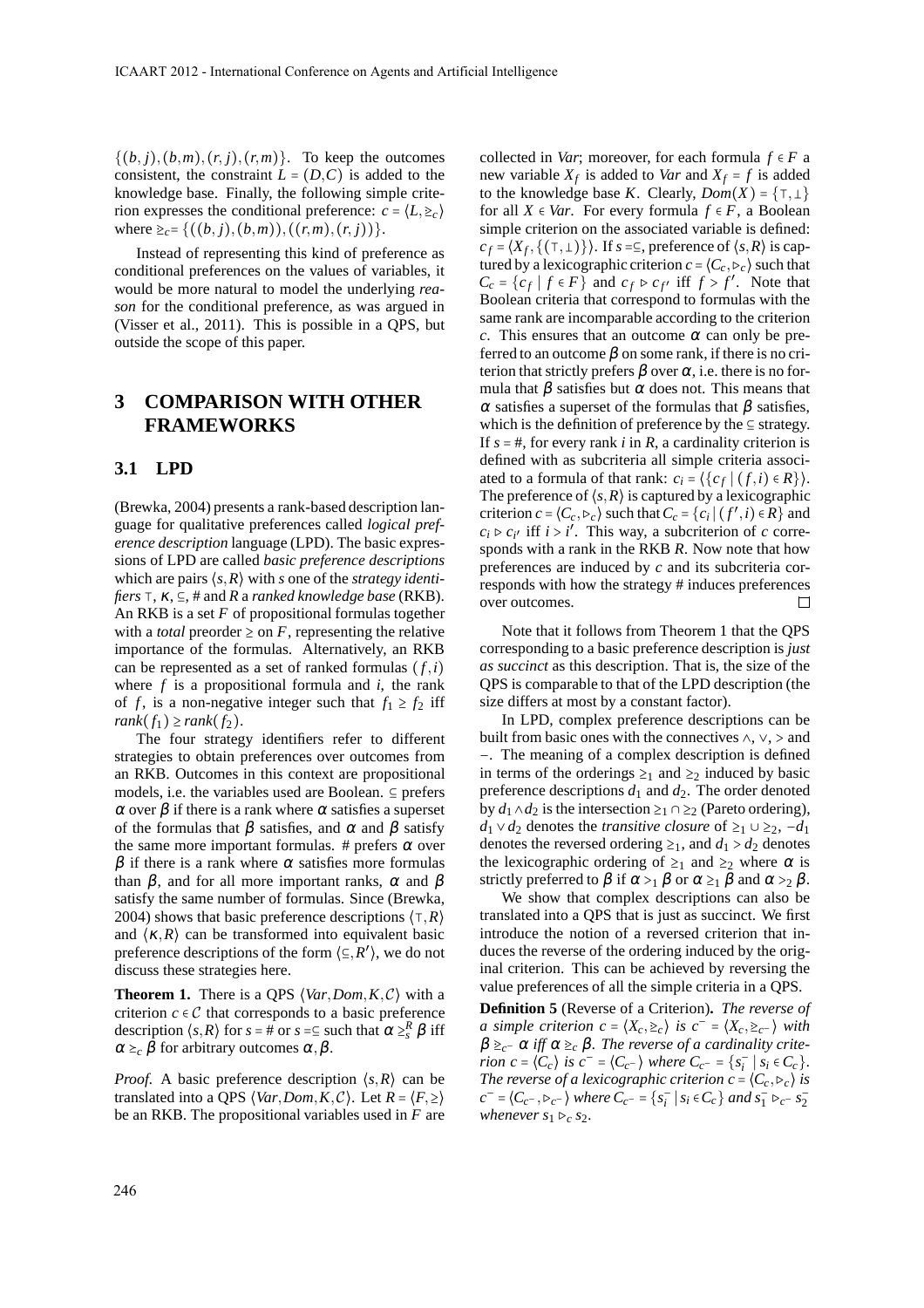$\{(b,j),(b,m),(r,j),(r,m)\}$. To keep the outcomes consistent, the constraint $L = (D,C)$ is added to the knowledge base. Finally, the following simple criterion expresses the conditional preference: $c = \langle L, \trianglerighteq_c \rangle$ where $\trianglerighteq_c = \{((b,j),(b,m)),((r,m),(r,j))\}$.

Instead of representing this kind of preference as conditional preferences on the values of variables, it would be more natural to model the underlying *reason* for the conditional preference, as was argued in (Visser et al., 2011). This is possible in a QPS, but outside the scope of this paper.

## 3 COMPARISON WITH OTHER FRAMEWORKS

### 3.1 LPD

(Brewka, 2004) presents a rank-based description language for qualitative preferences called *logical preference description* language (LPD). The basic expressions of LPD are called *basic preference descriptions* which are pairs $\langle s, R \rangle$ with $s$ one of the *strategy identifiers* $\top$, $\kappa$, $\subseteq$, # and $R$ a *ranked knowledge base* (RKB). An RKB is a set $F$ of propositional formulas together with a *total* preorder $\geq$ on $F$, representing the relative importance of the formulas. Alternatively, an RKB can be represented as a set of ranked formulas $(f,i)$ where $f$ is a propositional formula and $i$, the rank of $f$, is a non-negative integer such that $f_1 \geq f_2$ iff $rank(f_1) \geq rank(f_2)$.

The four strategy identifiers refer to different strategies to obtain preferences over outcomes from an RKB. Outcomes in this context are propositional models, i.e. the variables used are Boolean. $\subseteq$ prefers $\alpha$ over $\beta$ if there is a rank where $\alpha$ satisfies a superset of the formulas that $\beta$ satisfies, and $\alpha$ and $\beta$ satisfy the same more important formulas. # prefers $\alpha$ over $\beta$ if there is a rank where $\alpha$ satisfies more formulas than $\beta$, and for all more important ranks, $\alpha$ and $\beta$ satisfy the same number of formulas. Since (Brewka, 2004) shows that basic preference descriptions $\langle \top, R \rangle$ and $\langle \kappa, R \rangle$ can be transformed into equivalent basic preference descriptions of the form $\langle \subseteq, R' \rangle$, we do not discuss these strategies here.

**Theorem 1.** There is a QPS $\langle Var, Dom, K, \mathcal{C} \rangle$ with a criterion $c \in \mathcal{C}$ that corresponds to a basic preference description $\langle s, R \rangle$ for $s = \#$ or $s = \subseteq$ such that $\alpha \geq_s^R \beta$ iff $\alpha \succeq_c \beta$ for arbitrary outcomes $\alpha, \beta$.

*Proof.* A basic preference description $\langle s, R \rangle$ can be translated into a QPS $\langle Var, Dom, K, \mathcal{C} \rangle$. Let $R = \langle F, \geq \rangle$ be an RKB. The propositional variables used in $F$ are collected in *Var*; moreover, for each formula $f \in F$ a new variable $X_f$ is added to *Var* and $X_f = f$ is added to the knowledge base $K$. Clearly, $Dom(X) = \{\top, \bot\}$ for all $X \in Var$. For every formula $f \in F$, a Boolean simple criterion on the associated variable is defined: $c_f = \langle X_f, \{(\top, \bot)\} \rangle$. If $s = \subseteq$, preference of $\langle s, R \rangle$ is captured by a lexicographic criterion $c = \langle C_c, \triangleright_c \rangle$ such that $C_c = \{c_f \mid f \in F\}$ and $c_f \triangleright c_{f'}$ iff $f > f'$. Note that Boolean criteria that correspond to formulas with the same rank are incomparable according to the criterion $c$. This ensures that an outcome $\alpha$ can only be preferred to an outcome $\beta$ on some rank, if there is no criterion that strictly prefers $\beta$ over $\alpha$, i.e. there is no formula that $\beta$ satisfies but $\alpha$ does not. This means that $\alpha$ satisfies a superset of the formulas that $\beta$ satisfies, which is the definition of preference by the $\subseteq$ strategy. If $s = \#$, for every rank $i$ in $R$, a cardinality criterion is defined with as subcriteria all simple criteria associated to a formula of that rank: $c_i = \langle \{c_f \mid (f,i) \in R\} \rangle$. The preference of $\langle s, R \rangle$ is captured by a lexicographic criterion $c = \langle C_c, \triangleright_c \rangle$ such that $C_c = \{c_i \mid (f', i) \in R\}$ and $c_i \triangleright c_{i'}$ iff $i > i'$. This way, a subcriterion of $c$ corresponds with a rank in the RKB $R$. Now note that how preferences are induced by $c$ and its subcriteria corresponds with how the strategy # induces preferences over outcomes. □

Note that it follows from Theorem 1 that the QPS corresponding to a basic preference description is *just as succinct* as this description. That is, the size of the QPS is comparable to that of the LPD description (the size differs at most by a constant factor).

In LPD, complex preference descriptions can be built from basic ones with the connectives $\wedge$, $\vee$, $>$ and $-$. The meaning of a complex description is defined in terms of the orderings $\geq_1$ and $\geq_2$ induced by basic preference descriptions $d_1$ and $d_2$. The order denoted by $d_1 \wedge d_2$ is the intersection $\geq_1 \cap \geq_2$ (Pareto ordering), $d_1 \vee d_2$ denotes the *transitive closure* of $\geq_1 \cup \geq_2$, $-d_1$ denotes the reversed ordering $\geq_1$, and $d_1 > d_2$ denotes the lexicographic ordering of $\geq_1$ and $\geq_2$ where $\alpha$ is strictly preferred to $\beta$ if $\alpha >_1 \beta$ or $\alpha \geq_1 \beta$ and $\alpha >_2 \beta$.

We show that complex descriptions can also be translated into a QPS that is just as succinct. We first introduce the notion of a reversed criterion that induces the reverse of the ordering induced by the original criterion. This can be achieved by reversing the value preferences of all the simple criteria in a QPS.

**Definition 5** (Reverse of a Criterion)**.** *The reverse of a simple criterion $c = \langle X_c, \trianglerighteq_c \rangle$ is $c^- = \langle X_c, \trianglerighteq_{c^-} \rangle$ with $\beta \trianglerighteq_{c^-} \alpha$ iff $\alpha \trianglerighteq_c \beta$. The reverse of a cardinality criterion $c = \langle C_c \rangle$ is $c^- = \langle C_{c^-} \rangle$ where $C_{c^-} = \{s_i^- \mid s_i \in C_c\}$. The reverse of a lexicographic criterion $c = \langle C_c, \triangleright_c \rangle$ is $c^- = \langle C_{c^-}, \triangleright_{c^-} \rangle$ where $C_{c^-} = \{s_i^- \mid s_i \in C_c\}$ and $s_1^- \triangleright_{c^-} s_2^-$ whenever $s_1 \triangleright_c s_2$.*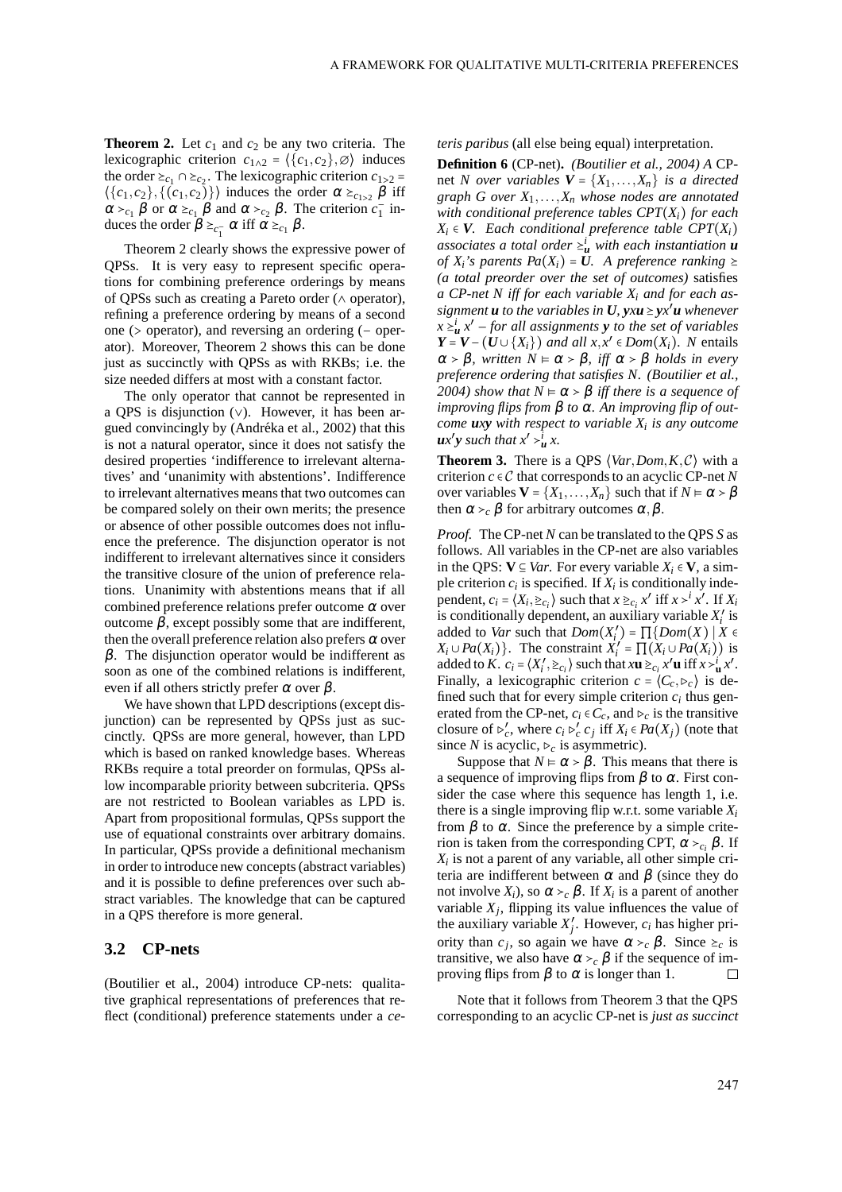**Theorem 2.** Let $c_1$ and $c_2$ be any two criteria. The lexicographic criterion $c_{1\wedge 2} = \langle\{c_1, c_2\}, \varnothing\rangle$ induces the order $\succeq_{c_1} \cap \succeq_{c_2}$. The lexicographic criterion $c_{1>2} = \langle\{c_1, c_2\}, \{(c_1, c_2)\}\rangle$ induces the order $\alpha \succeq_{c_{1>2}} \beta$ iff $\alpha \succ_{c_1} \beta$ or $\alpha \succeq_{c_1} \beta$ and $\alpha \succ_{c_2} \beta$. The criterion $c_1^-$ induces the order $\beta \succeq_{c_1^-} \alpha$ iff $\alpha \succeq_{c_1} \beta$.

Theorem 2 clearly shows the expressive power of QPSs. It is very easy to represent specific operations for combining preference orderings by means of QPSs such as creating a Pareto order ($\wedge$ operator), refining a preference ordering by means of a second one ($>$ operator), and reversing an ordering ($-$ operator). Moreover, Theorem 2 shows this can be done just as succinctly with QPSs as with RKBs; i.e. the size needed differs at most with a constant factor.

The only operator that cannot be represented in a QPS is disjunction ($\vee$). However, it has been argued convincingly by (Andréka et al., 2002) that this is not a natural operator, since it does not satisfy the desired properties 'indifference to irrelevant alternatives' and 'unanimity with abstentions'. Indifference to irrelevant alternatives means that two outcomes can be compared solely on their own merits; the presence or absence of other possible outcomes does not influence the preference. The disjunction operator is not indifferent to irrelevant alternatives since it considers the transitive closure of the union of preference relations. Unanimity with abstentions means that if all combined preference relations prefer outcome $\alpha$ over outcome $\beta$, except possibly some that are indifferent, then the overall preference relation also prefers $\alpha$ over $\beta$. The disjunction operator would be indifferent as soon as one of the combined relations is indifferent, even if all others strictly prefer $\alpha$ over $\beta$.

We have shown that LPD descriptions (except disjunction) can be represented by QPSs just as succinctly. QPSs are more general, however, than LPD which is based on ranked knowledge bases. Whereas RKBs require a total preorder on formulas, QPSs allow incomparable priority between subcriteria. QPSs are not restricted to Boolean variables as LPD is. Apart from propositional formulas, QPSs support the use of equational constraints over arbitrary domains. In particular, QPSs provide a definitional mechanism in order to introduce new concepts (abstract variables) and it is possible to define preferences over such abstract variables. The knowledge that can be captured in a QPS therefore is more general.

## 3.2 CP-nets

(Boutilier et al., 2004) introduce CP-nets: qualitative graphical representations of preferences that reflect (conditional) preference statements under a *ceteris paribus* (all else being equal) interpretation.

**Definition 6** (CP-net)**.** *(Boutilier et al., 2004) A CP-net $N$ over variables $\mathbf{V} = \{X_1, \ldots, X_n\}$ is a directed graph $G$ over $X_1, \ldots, X_n$ whose nodes are annotated with conditional preference tables $CPT(X_i)$ for each $X_i \in \mathbf{V}$. Each conditional preference table $CPT(X_i)$ associates a total order $\succeq^i_{\mathbf{u}}$ with each instantiation $\mathbf{u}$ of $X_i$'s parents $Pa(X_i) = \mathbf{U}$. A preference ranking $\succeq$ (a total preorder over the set of outcomes)* satisfies *a CP-net $N$ iff for each variable $X_i$ and for each assignment $\mathbf{u}$ to the variables in $\mathbf{U}$, $\mathbf{y}x\mathbf{u} \succeq \mathbf{y}x'\mathbf{u}$ whenever $x \succeq^i_{\mathbf{u}} x'$ – for all assignments $\mathbf{y}$ to the set of variables $\mathbf{Y} = \mathbf{V} - (\mathbf{U} \cup \{X_i\})$ and all $x, x' \in Dom(X_i)$. $N$ entails $\alpha \succ \beta$, written $N \vDash \alpha \succ \beta$, iff $\alpha \succ \beta$ holds in every preference ordering that satisfies $N$. (Boutilier et al., 2004) show that $N \vDash \alpha \succ \beta$ iff there is a sequence of improving flips from $\beta$ to $\alpha$. An improving flip of outcome $\mathbf{u}x\mathbf{y}$ with respect to variable $X_i$ is any outcome $\mathbf{u}x'\mathbf{y}$ such that $x' \succ^i_{\mathbf{u}} x$.*

**Theorem 3.** There is a QPS $\langle Var, Dom, K, \mathcal{C}\rangle$ with a criterion $c \in \mathcal{C}$ that corresponds to an acyclic CP-net $N$ over variables $\mathbf{V} = \{X_1, \ldots, X_n\}$ such that if $N \vDash \alpha \succ \beta$ then $\alpha \succ_c \beta$ for arbitrary outcomes $\alpha, \beta$.

*Proof.* The CP-net $N$ can be translated to the QPS $S$ as follows. All variables in the CP-net are also variables in the QPS: $\mathbf{V} \subseteq Var$. For every variable $X_i \in \mathbf{V}$, a simple criterion $c_i$ is specified. If $X_i$ is conditionally independent, $c_i = \langle X_i, \trianglerighteq_{c_i}\rangle$ such that $x \trianglerighteq_{c_i} x'$ iff $x \succ^i x'$. If $X_i$ is conditionally dependent, an auxiliary variable $X_i'$ is added to $Var$ such that $Dom(X_i') = \prod\{Dom(X) \mid X \in X_i \cup Pa(X_i)\}$. The constraint $X_i' = \prod(X_i \cup Pa(X_i))$ is added to $K$. $c_i = \langle X_i', \trianglerighteq_{c_i}\rangle$ such that $x\mathbf{u} \trianglerighteq_{c_i} x'\mathbf{u}$ iff $x \succ^i_{\mathbf{u}} x'$. Finally, a lexicographic criterion $c = \langle C_c, \triangleright_c\rangle$ is defined such that for every simple criterion $c_i$ thus generated from the CP-net, $c_i \in C_c$, and $\triangleright_c$ is the transitive closure of $\triangleright_c'$, where $c_i \triangleright_c' c_j$ iff $X_i \in Pa(X_j)$ (note that since $N$ is acyclic, $\triangleright_c$ is asymmetric).

Suppose that $N \vDash \alpha \succ \beta$. This means that there is a sequence of improving flips from $\beta$ to $\alpha$. First consider the case where this sequence has length 1, i.e. there is a single improving flip w.r.t. some variable $X_i$ from $\beta$ to $\alpha$. Since the preference by a simple criterion is taken from the corresponding CPT, $\alpha \succ_{c_i} \beta$. If $X_i$ is not a parent of any variable, all other simple criteria are indifferent between $\alpha$ and $\beta$ (since they do not involve $X_i$), so $\alpha \succ_c \beta$. If $X_i$ is a parent of another variable $X_j$, flipping its value influences the value of the auxiliary variable $X_j'$. However, $c_i$ has higher priority than $c_j$, so again we have $\alpha \succ_c \beta$. Since $\succeq_c$ is transitive, we also have $\alpha \succ_c \beta$ if the sequence of improving flips from $\beta$ to $\alpha$ is longer than 1. $\square$

Note that it follows from Theorem 3 that the QPS corresponding to an acyclic CP-net is *just as succinct*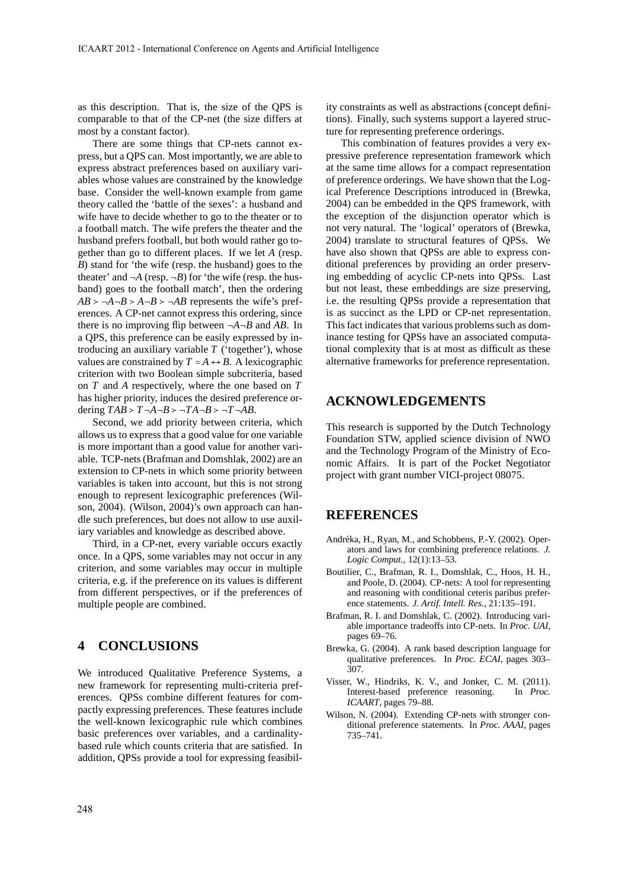as this description. That is, the size of the QPS is comparable to that of the CP-net (the size differs at most by a constant factor).

There are some things that CP-nets cannot express, but a QPS can. Most importantly, we are able to express abstract preferences based on auxiliary variables whose values are constrained by the knowledge base. Consider the well-known example from game theory called the 'battle of the sexes': a husband and wife have to decide whether to go to the theater or to a football match. The wife prefers the theater and the husband prefers football, but both would rather go together than go to different places. If we let $A$ (resp. $B$) stand for 'the wife (resp. the husband) goes to the theater' and $\neg A$ (resp. $\neg B$) for 'the wife (resp. the husband) goes to the football match', then the ordering $AB \succ \neg A \neg B \succ A \neg B \succ \neg AB$ represents the wife's preferences. A CP-net cannot express this ordering, since there is no improving flip between $\neg A \neg B$ and $AB$. In a QPS, this preference can be easily expressed by introducing an auxiliary variable $T$ ('together'), whose values are constrained by $T = A \leftrightarrow B$. A lexicographic criterion with two Boolean simple subcriteria, based on $T$ and $A$ respectively, where the one based on $T$ has higher priority, induces the desired preference ordering $TAB \succ T \neg A \neg B \succ \neg TA \neg B \succ \neg T \neg AB$.

Second, we add priority between criteria, which allows us to express that a good value for one variable is more important than a good value for another variable. TCP-nets (Brafman and Domshlak, 2002) are an extension to CP-nets in which some priority between variables is taken into account, but this is not strong enough to represent lexicographic preferences (Wilson, 2004). (Wilson, 2004)'s own approach can handle such preferences, but does not allow to use auxiliary variables and knowledge as described above.

Third, in a CP-net, every variable occurs exactly once. In a QPS, some variables may not occur in any criterion, and some variables may occur in multiple criteria, e.g. if the preference on its values is different from different perspectives, or if the preferences of multiple people are combined.

## 4 CONCLUSIONS

We introduced Qualitative Preference Systems, a new framework for representing multi-criteria preferences. QPSs combine different features for compactly expressing preferences. These features include the well-known lexicographic rule which combines basic preferences over variables, and a cardinality-based rule which counts criteria that are satisfied. In addition, QPSs provide a tool for expressing feasibility constraints as well as abstractions (concept definitions). Finally, such systems support a layered structure for representing preference orderings.

This combination of features provides a very expressive preference representation framework which at the same time allows for a compact representation of preference orderings. We have shown that the Logical Preference Descriptions introduced in (Brewka, 2004) can be embedded in the QPS framework, with the exception of the disjunction operator which is not very natural. The 'logical' operators of (Brewka, 2004) translate to structural features of QPSs. We have also shown that QPSs are able to express conditional preferences by providing an order preserving embedding of acyclic CP-nets into QPSs. Last but not least, these embeddings are size preserving, i.e. the resulting QPSs provide a representation that is as succinct as the LPD or CP-net representation. This fact indicates that various problems such as dominance testing for QPSs have an associated computational complexity that is at most as difficult as these alternative frameworks for preference representation.

## ACKNOWLEDGEMENTS

This research is supported by the Dutch Technology Foundation STW, applied science division of NWO and the Technology Program of the Ministry of Economic Affairs. It is part of the Pocket Negotiator project with grant number VICI-project 08075.

## REFERENCES

Andréka, H., Ryan, M., and Schobbens, P.-Y. (2002). Operators and laws for combining preference relations. *J. Logic Comput.*, 12(1):13–53.

Boutilier, C., Brafman, R. I., Domshlak, C., Hoos, H. H., and Poole, D. (2004). CP-nets: A tool for representing and reasoning with conditional ceteris paribus preference statements. *J. Artif. Intell. Res.*, 21:135–191.

Brafman, R. I. and Domshlak, C. (2002). Introducing variable importance tradeoffs into CP-nets. In *Proc. UAI*, pages 69–76.

Brewka, G. (2004). A rank based description language for qualitative preferences. In *Proc. ECAI*, pages 303–307.

Visser, W., Hindriks, K. V., and Jonker, C. M. (2011). Interest-based preference reasoning. In *Proc. ICAART*, pages 79–88.

Wilson, N. (2004). Extending CP-nets with stronger conditional preference statements. In *Proc. AAAI*, pages 735–741.